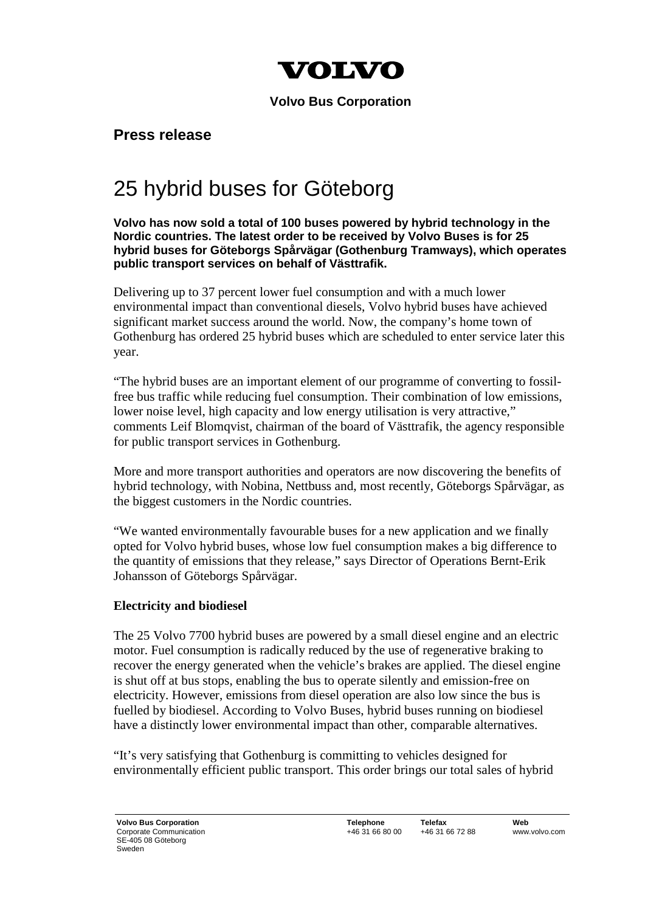# VOLVO

**Volvo Bus Corporation**

## Press release

# 25 hybrid buses for Göteborg

**Volvo has now sold a total of 100 buses powered by hybrid technology in the Nordic countries. The latest order to be received by Volvo Buses is for 25 hybrid buses for Göteborgs Spårvägar (Gothenburg Tramways), which operates public transport services on behalf of Västtrafik.**

Delivering up to 37 percent lower fuel consumption and with a much lower environmental impact than conventional diesels, Volvo hybrid buses have achieved significant market success around the world. Now, the company's home town of Gothenburg has ordered 25 hybrid buses which are scheduled to enter service later this year.

"The hybrid buses are an important element of our programme of converting to fossil-free bus traffic while reducing fuel consumption. Their combination of low emissions, lower noise level, high capacity and low energy utilisation is very attractive," comments Leif Blomqvist, chairman of the board of Västtrafik, the agency responsible for public transport services in Gothenburg.

More and more transport authorities and operators are now discovering the benefits of hybrid technology, with Nobina, Nettbuss and, most recently, Göteborgs Spårvägar, as the biggest customers in the Nordic countries.

"We wanted environmentally favourable buses for a new application and we finally opted for Volvo hybrid buses, whose low fuel consumption makes a big difference to the quantity of emissions that they release," says Director of Operations Bernt-Erik Johansson of Göteborgs Spårvägar.

**Electricity and biodiesel**

The 25 Volvo 7700 hybrid buses are powered by a small diesel engine and an electric motor. Fuel consumption is radically reduced by the use of regenerative braking to recover the energy generated when the vehicle's brakes are applied. The diesel engine is shut off at bus stops, enabling the bus to operate silently and emission-free on electricity. However, emissions from diesel operation are also low since the bus is fuelled by biodiesel. According to Volvo Buses, hybrid buses running on biodiesel have a distinctly lower environmental impact than other, comparable alternatives.

"It's very satisfying that Gothenburg is committing to vehicles designed for environmentally efficient public transport. This order brings our total sales of hybrid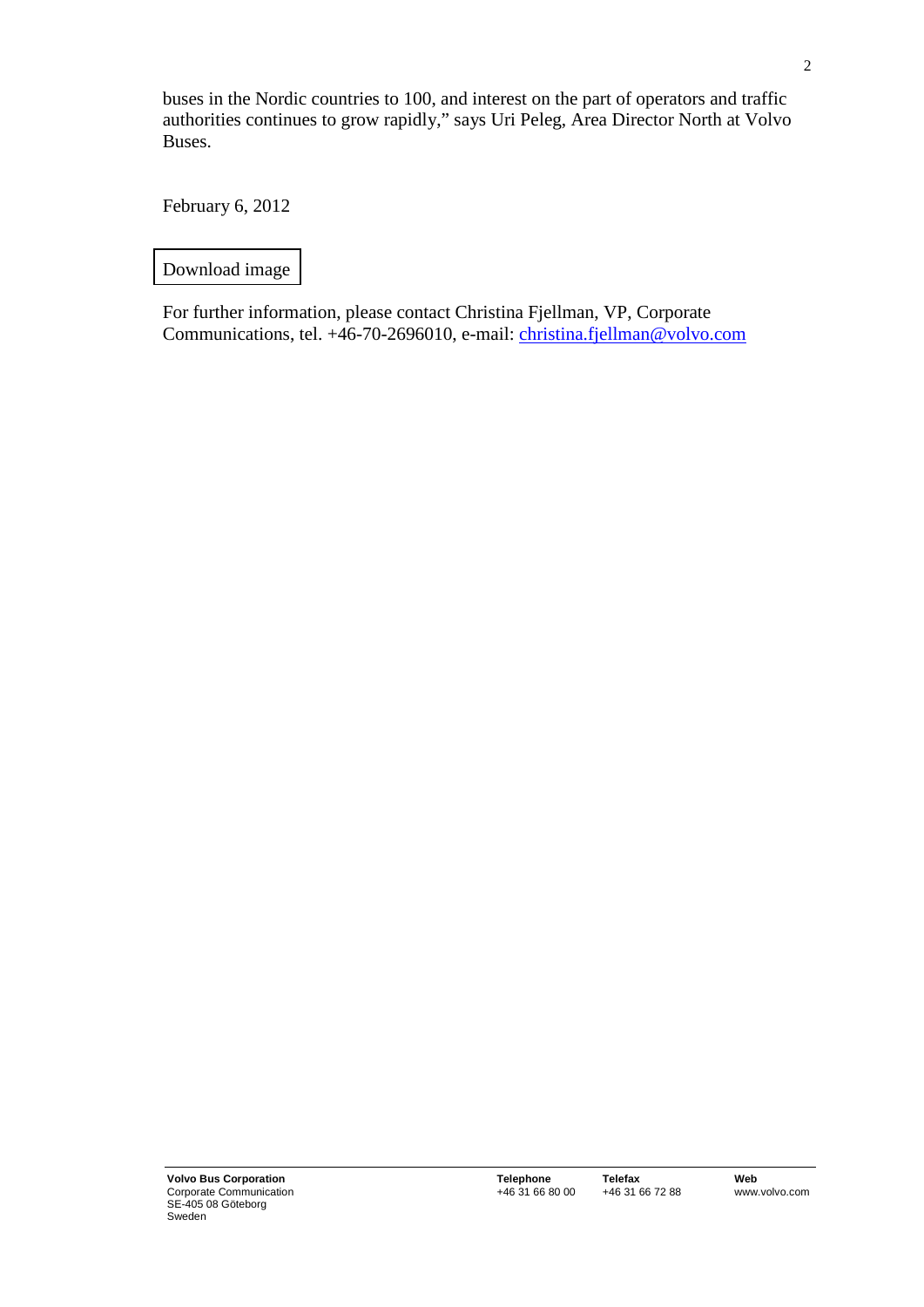buses in the Nordic countries to 100, and interest on the part of operators and traffic authorities continues to grow rapidly," says Uri Peleg, Area Director North at Volvo Buses.

February 6, 2012

Download image

For further information, please contact Christina Fjellman, VP, Corporate Communications, tel. +46-70-2696010, e-mail: christina.fjellman@volvo.com

**Volvo Bus Corporation**
Corporate Communication
SE-405 08 Göteborg
Sweden

**Telephone**
+46 31 66 80 00

**Telefax**
+46 31 66 72 88

**Web**
www.volvo.com